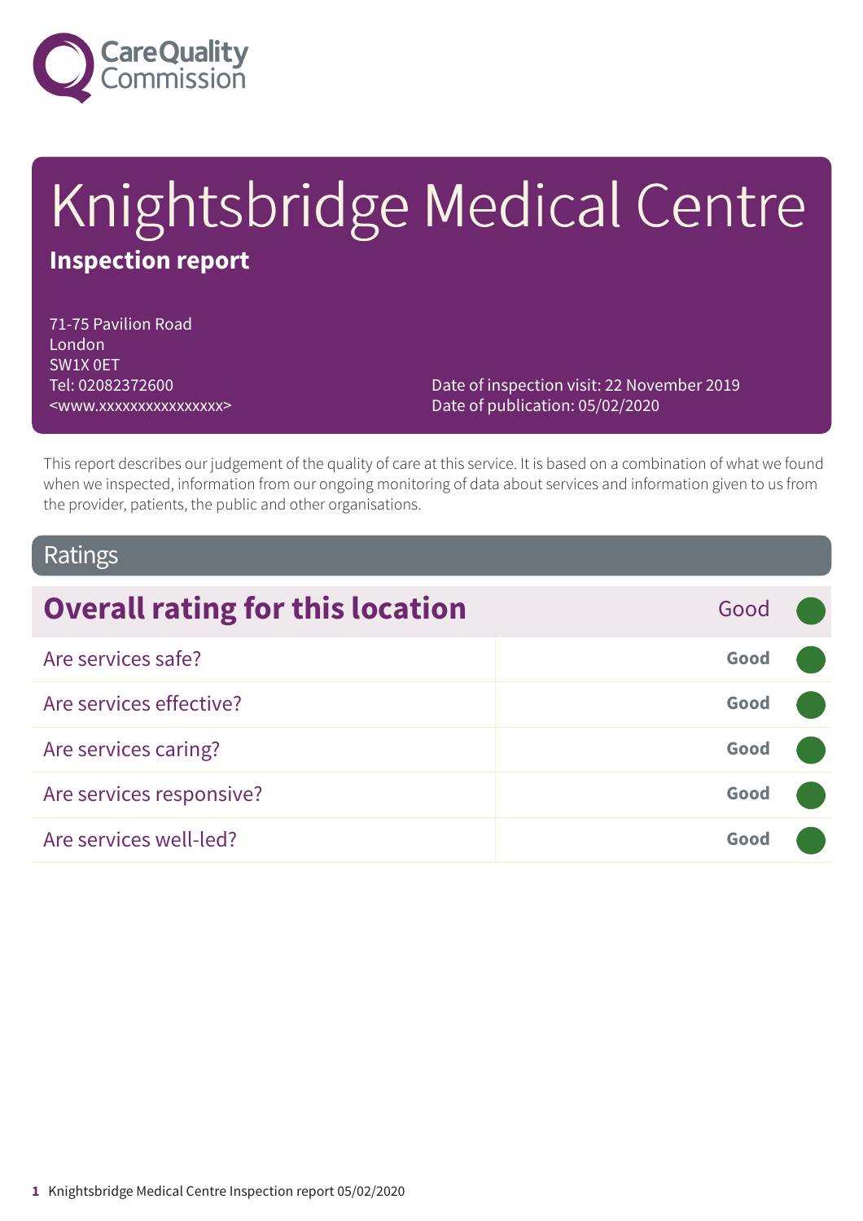Care Quality Commission

# Knightsbridge Medical Centre

**Inspection report**

71-75 Pavilion Road
London
SW1X 0ET
Tel: 02082372600
<www.xxxxxxxxxxxxxxxx>

Date of inspection visit: 22 November 2019
Date of publication: 05/02/2020

This report describes our judgement of the quality of care at this service. It is based on a combination of what we found when we inspected, information from our ongoing monitoring of data about services and information given to us from the provider, patients, the public and other organisations.

## Ratings

| **Overall rating for this location** | Good |
| --- | --- |
| Are services safe? | **Good** |
| Are services effective? | **Good** |
| Are services caring? | **Good** |
| Are services responsive? | **Good** |
| Are services well-led? | **Good** |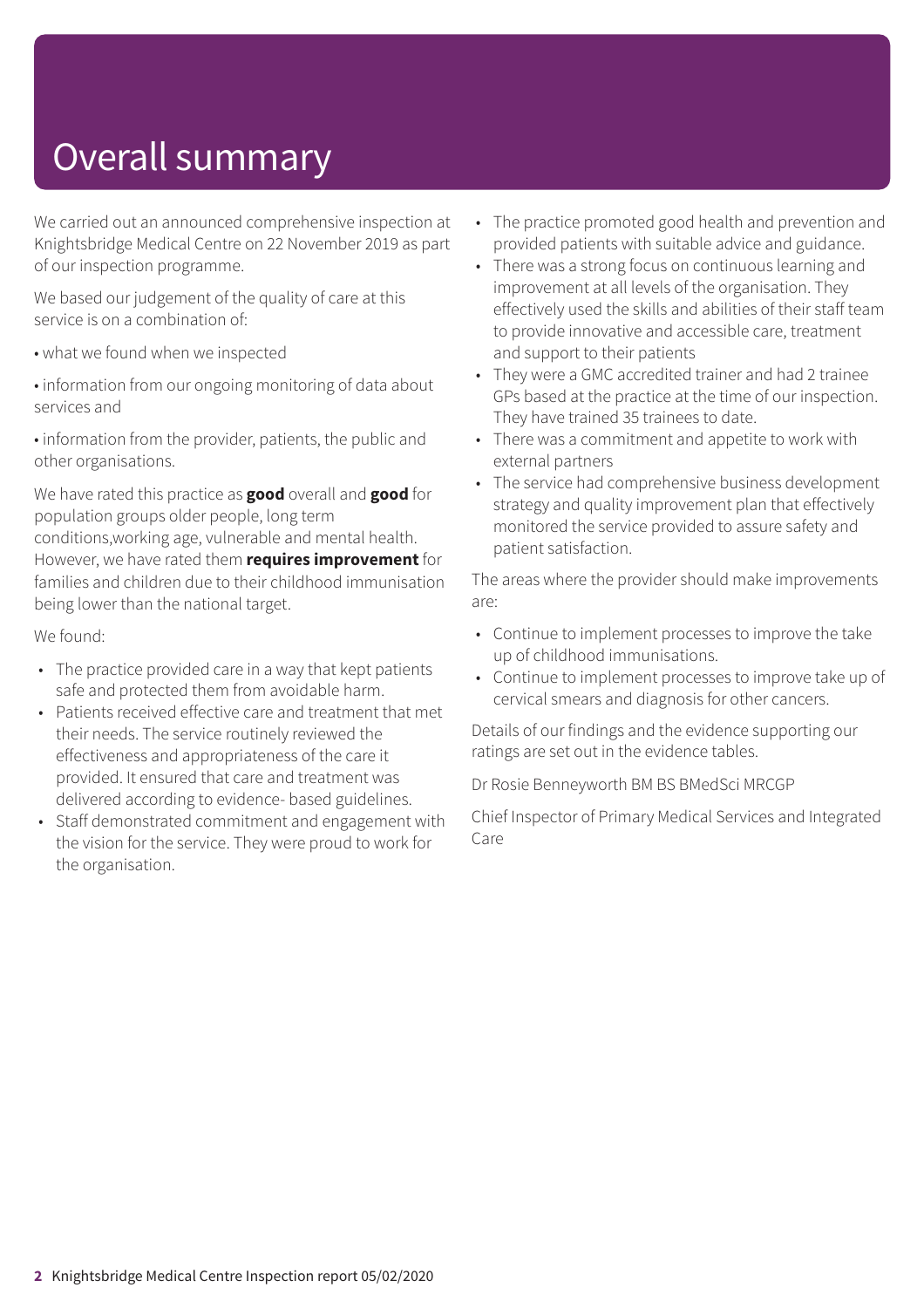# Overall summary

We carried out an announced comprehensive inspection at Knightsbridge Medical Centre on 22 November 2019 as part of our inspection programme.

We based our judgement of the quality of care at this service is on a combination of:

- what we found when we inspected
- information from our ongoing monitoring of data about services and
- information from the provider, patients, the public and other organisations.

We have rated this practice as **good** overall and **good** for population groups older people, long term conditions,working age, vulnerable and mental health. However, we have rated them **requires improvement** for families and children due to their childhood immunisation being lower than the national target.

We found:

- The practice provided care in a way that kept patients safe and protected them from avoidable harm.
- Patients received effective care and treatment that met their needs. The service routinely reviewed the effectiveness and appropriateness of the care it provided. It ensured that care and treatment was delivered according to evidence- based guidelines.
- Staff demonstrated commitment and engagement with the vision for the service. They were proud to work for the organisation.
- The practice promoted good health and prevention and provided patients with suitable advice and guidance.
- There was a strong focus on continuous learning and improvement at all levels of the organisation. They effectively used the skills and abilities of their staff team to provide innovative and accessible care, treatment and support to their patients
- They were a GMC accredited trainer and had 2 trainee GPs based at the practice at the time of our inspection. They have trained 35 trainees to date.
- There was a commitment and appetite to work with external partners
- The service had comprehensive business development strategy and quality improvement plan that effectively monitored the service provided to assure safety and patient satisfaction.

The areas where the provider should make improvements are:

- Continue to implement processes to improve the take up of childhood immunisations.
- Continue to implement processes to improve take up of cervical smears and diagnosis for other cancers.

Details of our findings and the evidence supporting our ratings are set out in the evidence tables.

Dr Rosie Benneyworth BM BS BMedSci MRCGP

Chief Inspector of Primary Medical Services and Integrated Care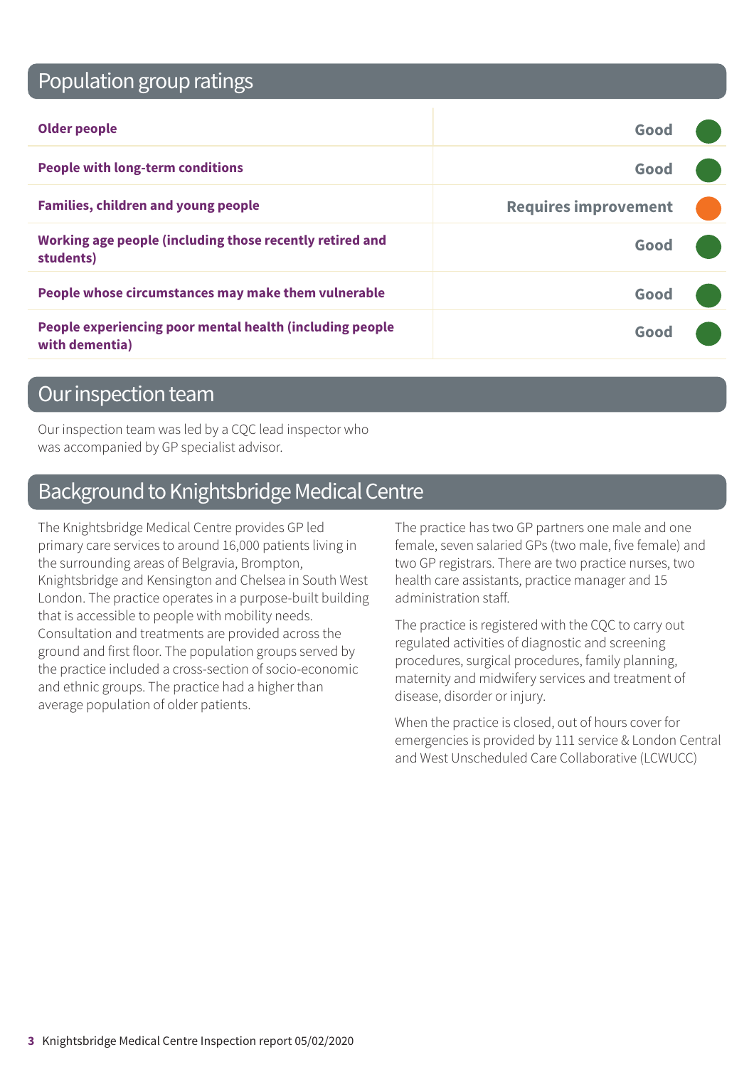## Population group ratings

| | |
|---|---|
| **Older people** | Good |
| **People with long-term conditions** | Good |
| **Families, children and young people** | Requires improvement |
| **Working age people (including those recently retired and students)** | Good |
| **People whose circumstances may make them vulnerable** | Good |
| **People experiencing poor mental health (including people with dementia)** | Good |

## Our inspection team

Our inspection team was led by a CQC lead inspector who was accompanied by GP specialist advisor.

## Background to Knightsbridge Medical Centre

The Knightsbridge Medical Centre provides GP led primary care services to around 16,000 patients living in the surrounding areas of Belgravia, Brompton, Knightsbridge and Kensington and Chelsea in South West London. The practice operates in a purpose-built building that is accessible to people with mobility needs. Consultation and treatments are provided across the ground and first floor. The population groups served by the practice included a cross-section of socio-economic and ethnic groups. The practice had a higher than average population of older patients.

The practice has two GP partners one male and one female, seven salaried GPs (two male, five female) and two GP registrars. There are two practice nurses, two health care assistants, practice manager and 15 administration staff.

The practice is registered with the CQC to carry out regulated activities of diagnostic and screening procedures, surgical procedures, family planning, maternity and midwifery services and treatment of disease, disorder or injury.

When the practice is closed, out of hours cover for emergencies is provided by 111 service & London Central and West Unscheduled Care Collaborative (LCWUCC)